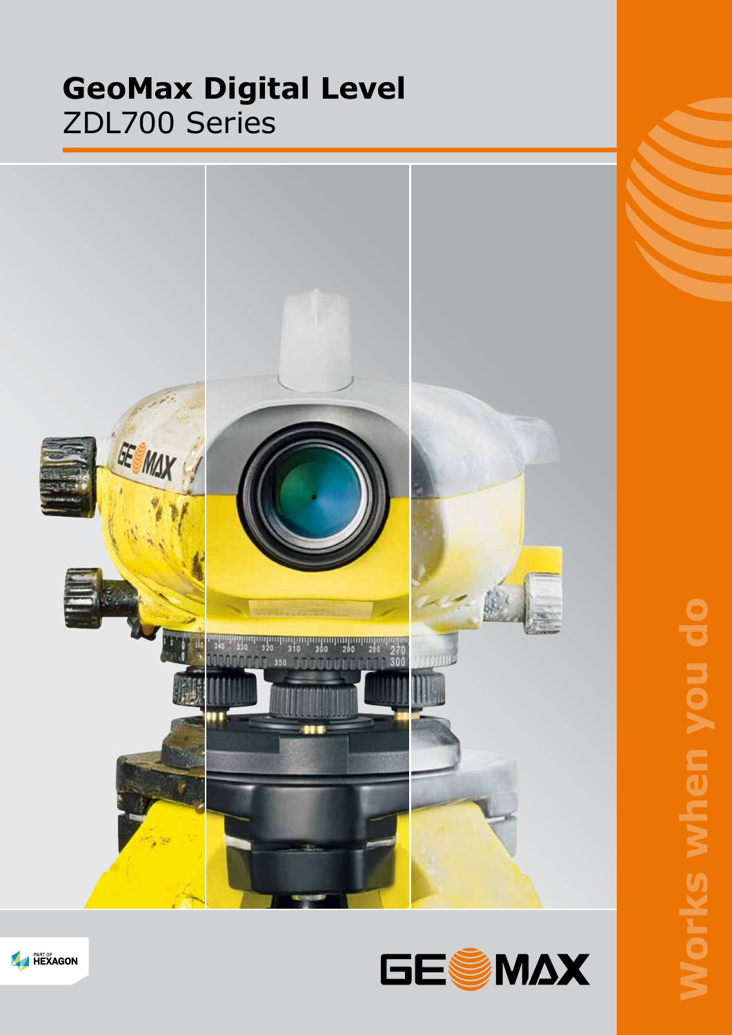# GeoMax Digital Level
ZDL700 Series

Works when you do

PART OF HEXAGON

GEOMAX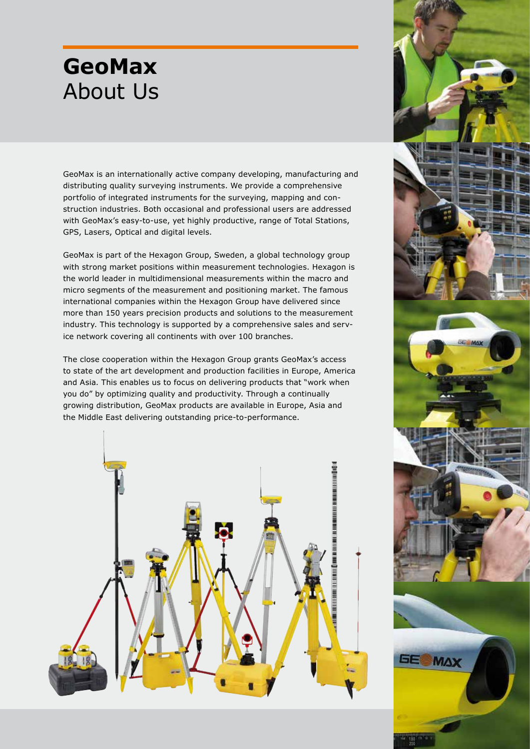# GeoMax
## About Us

GeoMax is an internationally active company developing, manufacturing and distributing quality surveying instruments. We provide a comprehensive portfolio of integrated instruments for the surveying, mapping and construction industries. Both occasional and professional users are addressed with GeoMax's easy-to-use, yet highly productive, range of Total Stations, GPS, Lasers, Optical and digital levels.

GeoMax is part of the Hexagon Group, Sweden, a global technology group with strong market positions within measurement technologies. Hexagon is the world leader in multidimensional measurements within the macro and micro segments of the measurement and positioning market. The famous international companies within the Hexagon Group have delivered since more than 150 years precision products and solutions to the measurement industry. This technology is supported by a comprehensive sales and service network covering all continents with over 100 branches.

The close cooperation within the Hexagon Group grants GeoMax's access to state of the art development and production facilities in Europe, America and Asia. This enables us to focus on delivering products that "work when you do" by optimizing quality and productivity. Through a continually growing distribution, GeoMax products are available in Europe, Asia and the Middle East delivering outstanding price-to-performance.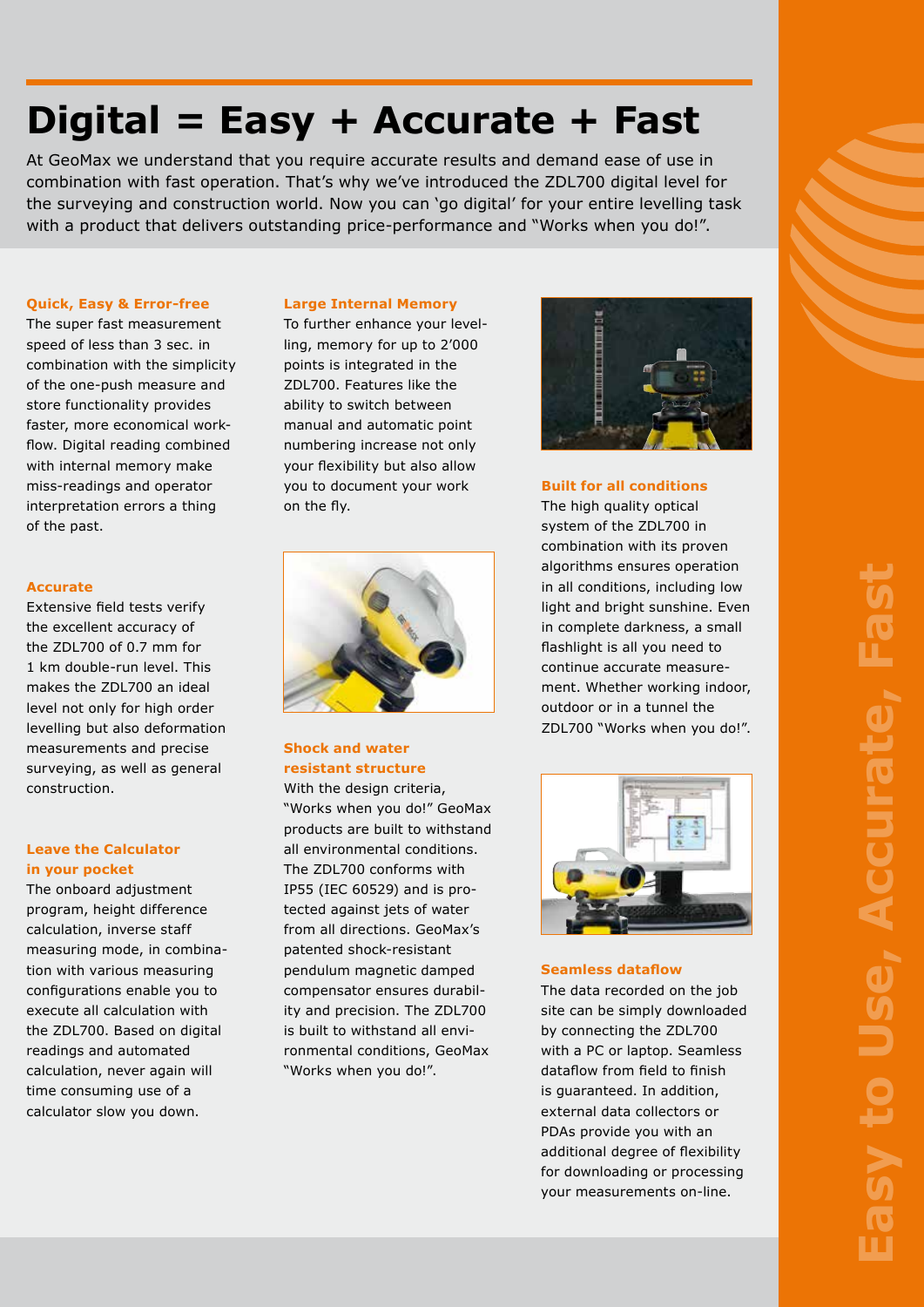# Digital = Easy + Accurate + Fast

At GeoMax we understand that you require accurate results and demand ease of use in combination with fast operation. That's why we've introduced the ZDL700 digital level for the surveying and construction world. Now you can 'go digital' for your entire levelling task with a product that delivers outstanding price-performance and "Works when you do!".

### Quick, Easy & Error-free

The super fast measurement speed of less than 3 sec. in combination with the simplicity of the one-push measure and store functionality provides faster, more economical workflow. Digital reading combined with internal memory make miss-readings and operator interpretation errors a thing of the past.

### Accurate

Extensive field tests verify the excellent accuracy of the ZDL700 of 0.7 mm for 1 km double-run level. This makes the ZDL700 an ideal level not only for high order levelling but also deformation measurements and precise surveying, as well as general construction.

### Leave the Calculator in your pocket

The onboard adjustment program, height difference calculation, inverse staff measuring mode, in combination with various measuring configurations enable you to execute all calculation with the ZDL700. Based on digital readings and automated calculation, never again will time consuming use of a calculator slow you down.

### Large Internal Memory

To further enhance your levelling, memory for up to 2'000 points is integrated in the ZDL700. Features like the ability to switch between manual and automatic point numbering increase not only your flexibility but also allow you to document your work on the fly.

### Shock and water resistant structure

With the design criteria, "Works when you do!" GeoMax products are built to withstand all environmental conditions. The ZDL700 conforms with IP55 (IEC 60529) and is protected against jets of water from all directions. GeoMax's patented shock-resistant pendulum magnetic damped compensator ensures durability and precision. The ZDL700 is built to withstand all environmental conditions, GeoMax "Works when you do!".

### Built for all conditions

The high quality optical system of the ZDL700 in combination with its proven algorithms ensures operation in all conditions, including low light and bright sunshine. Even in complete darkness, a small flashlight is all you need to continue accurate measurement. Whether working indoor, outdoor or in a tunnel the ZDL700 "Works when you do!".

### Seamless dataflow

The data recorded on the job site can be simply downloaded by connecting the ZDL700 with a PC or laptop. Seamless dataflow from field to finish is guaranteed. In addition, external data collectors or PDAs provide you with an additional degree of flexibility for downloading or processing your measurements on-line.

Easy to Use, Accurate, Fast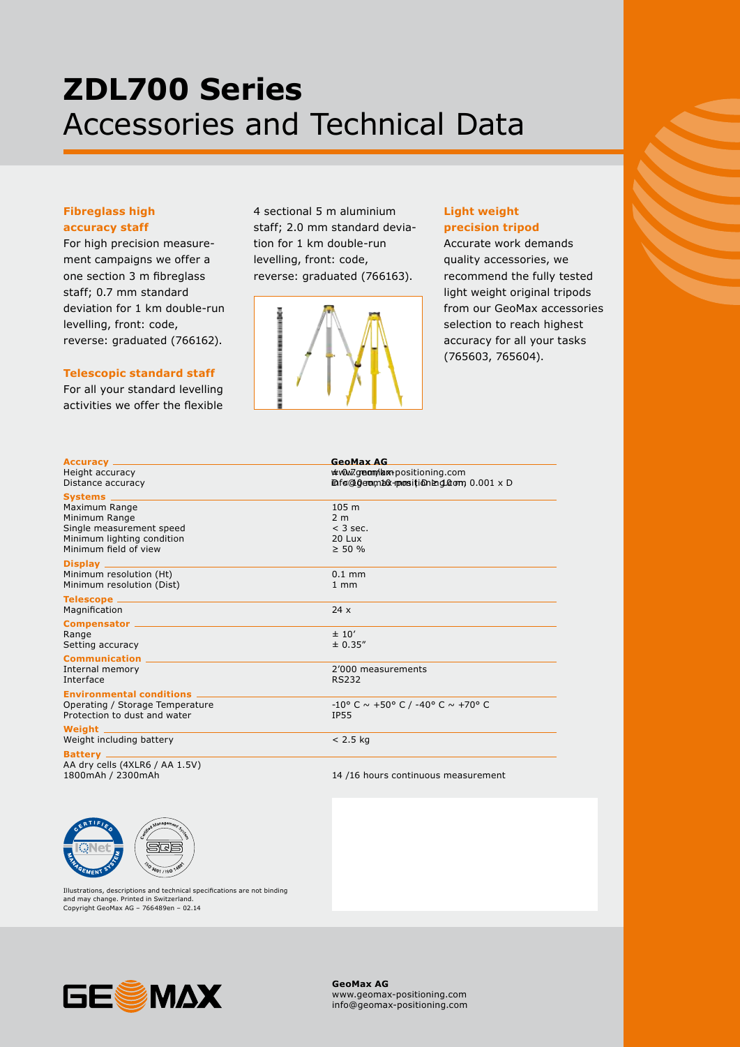# **ZDL700 Series**

# Accessories and Technical Data

### Fibreglass high accuracy staff

For high precision measurement campaigns we offer a one section 3 m fibreglass staff; 0.7 mm standard deviation for 1 km double-run levelling, front: code, reverse: graduated (766162).

### Telescopic standard staff

For all your standard levelling activities we offer the flexible 4 sectional 5 m aluminium staff; 2.0 mm standard deviation for 1 km double-run levelling, front: code, reverse: graduated (766163).

### Light weight precision tripod

Accurate work demands quality accessories, we recommend the fully tested light weight original tripods from our GeoMax accessories selection to reach highest accuracy for all your tasks (765603, 765604).

| | |
|---|---|
| **Accuracy** | |
| Height accuracy | ± 0.7 mm/km |
| Distance accuracy | D ≤ 10 m: 10 mm, D ≥ 10 m, 0.001 x D |
| **Systems** | |
| Maximum Range | 105 m |
| Minimum Range | 2 m |
| Single measurement speed | < 3 sec. |
| Minimum lighting condition | 20 Lux |
| Minimum field of view | ≥ 50 % |
| **Display** | |
| Minimum resolution (Ht) | 0.1 mm |
| Minimum resolution (Dist) | 1 mm |
| **Telescope** | |
| Magnification | 24 x |
| **Compensator** | |
| Range | ± 10′ |
| Setting accuracy | ± 0.35″ |
| **Communication** | |
| Internal memory | 2’000 measurements |
| Interface | RS232 |
| **Environmental conditions** | |
| Operating / Storage Temperature | -10° C ~ +50° C / -40° C ~ +70° C |
| Protection to dust and water | IP55 |
| **Weight** | |
| Weight including battery | < 2.5 kg |
| **Battery** | |
| AA dry cells (4XLR6 / AA 1.5V) 1800mAh / 2300mAh | 14 /16 hours continuous measurement |

Illustrations, descriptions and technical specifications are not binding and may change. Printed in Switzerland.
Copyright GeoMax AG – 766489en – 02.14

**GeoMax AG**
www.geomax-positioning.com
info@geomax-positioning.com